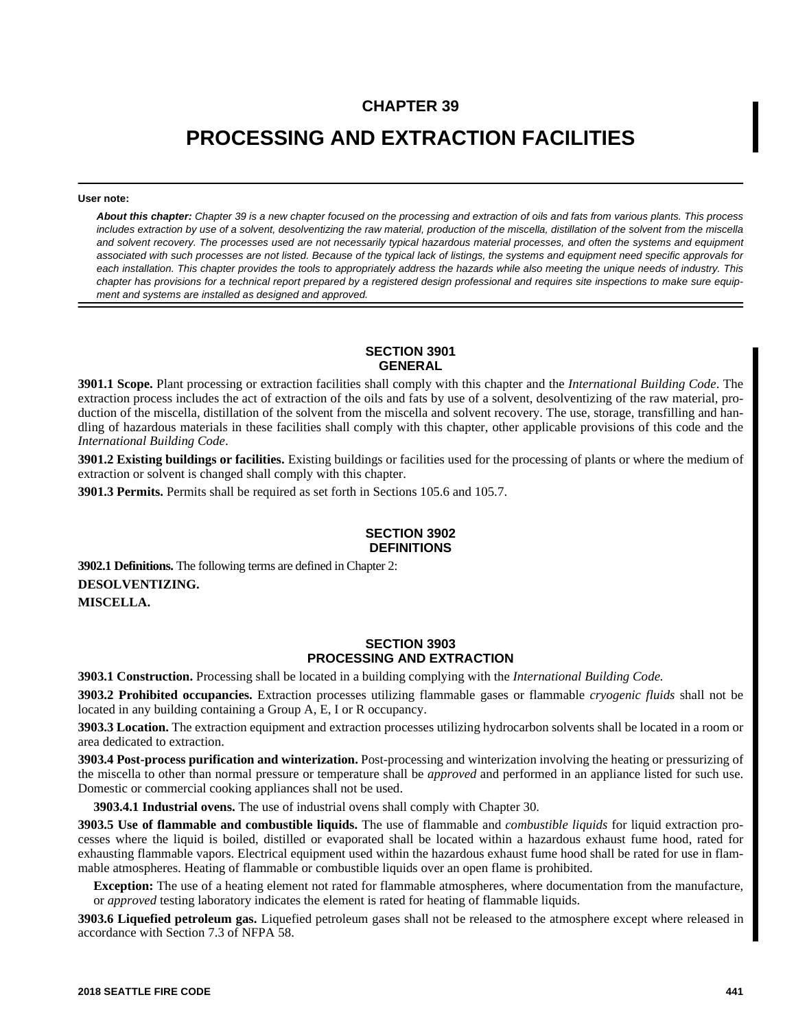# CHAPTER 39

# PROCESSING AND EXTRACTION FACILITIES

**User note:**

***About this chapter:*** *Chapter 39 is a new chapter focused on the processing and extraction of oils and fats from various plants. This process includes extraction by use of a solvent, desolventizing the raw material, production of the miscella, distillation of the solvent from the miscella and solvent recovery. The processes used are not necessarily typical hazardous material processes, and often the systems and equipment associated with such processes are not listed. Because of the typical lack of listings, the systems and equipment need specific approvals for each installation. This chapter provides the tools to appropriately address the hazards while also meeting the unique needs of industry. This chapter has provisions for a technical report prepared by a registered design professional and requires site inspections to make sure equipment and systems are installed as designed and approved.*

## SECTION 3901 GENERAL

**3901.1 Scope.** Plant processing or extraction facilities shall comply with this chapter and the *International Building Code*. The extraction process includes the act of extraction of the oils and fats by use of a solvent, desolventizing of the raw material, production of the miscella, distillation of the solvent from the miscella and solvent recovery. The use, storage, transfilling and handling of hazardous materials in these facilities shall comply with this chapter, other applicable provisions of this code and the *International Building Code*.

**3901.2 Existing buildings or facilities.** Existing buildings or facilities used for the processing of plants or where the medium of extraction or solvent is changed shall comply with this chapter.

**3901.3 Permits.** Permits shall be required as set forth in Sections 105.6 and 105.7.

## SECTION 3902 DEFINITIONS

**3902.1 Definitions.** The following terms are defined in Chapter 2:

**DESOLVENTIZING.**

**MISCELLA.**

## SECTION 3903 PROCESSING AND EXTRACTION

**3903.1 Construction.** Processing shall be located in a building complying with the *International Building Code.*

**3903.2 Prohibited occupancies.** Extraction processes utilizing flammable gases or flammable *cryogenic fluids* shall not be located in any building containing a Group A, E, I or R occupancy.

**3903.3 Location.** The extraction equipment and extraction processes utilizing hydrocarbon solvents shall be located in a room or area dedicated to extraction.

**3903.4 Post-process purification and winterization.** Post-processing and winterization involving the heating or pressurizing of the miscella to other than normal pressure or temperature shall be *approved* and performed in an appliance listed for such use. Domestic or commercial cooking appliances shall not be used.

**3903.4.1 Industrial ovens.** The use of industrial ovens shall comply with Chapter 30.

**3903.5 Use of flammable and combustible liquids.** The use of flammable and *combustible liquids* for liquid extraction processes where the liquid is boiled, distilled or evaporated shall be located within a hazardous exhaust fume hood, rated for exhausting flammable vapors. Electrical equipment used within the hazardous exhaust fume hood shall be rated for use in flammable atmospheres. Heating of flammable or combustible liquids over an open flame is prohibited.

**Exception:** The use of a heating element not rated for flammable atmospheres, where documentation from the manufacture, or *approved* testing laboratory indicates the element is rated for heating of flammable liquids.

**3903.6 Liquefied petroleum gas.** Liquefied petroleum gases shall not be released to the atmosphere except where released in accordance with Section 7.3 of NFPA 58.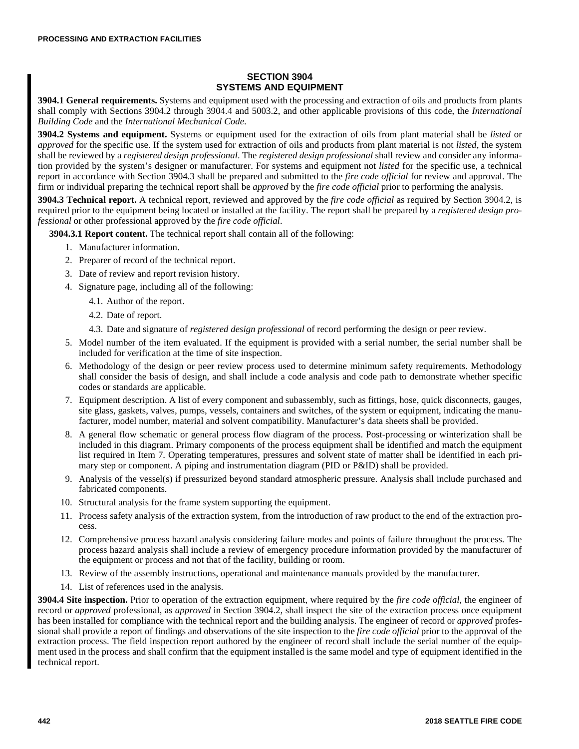## SECTION 3904
## SYSTEMS AND EQUIPMENT

**3904.1 General requirements.** Systems and equipment used with the processing and extraction of oils and products from plants shall comply with Sections 3904.2 through 3904.4 and 5003.2, and other applicable provisions of this code, the *International Building Code* and the *International Mechanical Code*.

**3904.2 Systems and equipment.** Systems or equipment used for the extraction of oils from plant material shall be *listed* or *approved* for the specific use. If the system used for extraction of oils and products from plant material is not *listed*, the system shall be reviewed by a *registered design professional*. The *registered design professional* shall review and consider any information provided by the system's designer or manufacturer. For systems and equipment not *listed* for the specific use, a technical report in accordance with Section 3904.3 shall be prepared and submitted to the *fire code official* for review and approval. The firm or individual preparing the technical report shall be *approved* by the *fire code official* prior to performing the analysis.

**3904.3 Technical report.** A technical report, reviewed and approved by the *fire code official* as required by Section 3904.2, is required prior to the equipment being located or installed at the facility. The report shall be prepared by a *registered design professional* or other professional approved by the *fire code official*.

**3904.3.1 Report content.** The technical report shall contain all of the following:

1. Manufacturer information.
2. Preparer of record of the technical report.
3. Date of review and report revision history.
4. Signature page, including all of the following:
   - 4.1. Author of the report.
   - 4.2. Date of report.
   - 4.3. Date and signature of *registered design professional* of record performing the design or peer review.
5. Model number of the item evaluated. If the equipment is provided with a serial number, the serial number shall be included for verification at the time of site inspection.
6. Methodology of the design or peer review process used to determine minimum safety requirements. Methodology shall consider the basis of design, and shall include a code analysis and code path to demonstrate whether specific codes or standards are applicable.
7. Equipment description. A list of every component and subassembly, such as fittings, hose, quick disconnects, gauges, site glass, gaskets, valves, pumps, vessels, containers and switches, of the system or equipment, indicating the manufacturer, model number, material and solvent compatibility. Manufacturer's data sheets shall be provided.
8. A general flow schematic or general process flow diagram of the process. Post-processing or winterization shall be included in this diagram. Primary components of the process equipment shall be identified and match the equipment list required in Item 7. Operating temperatures, pressures and solvent state of matter shall be identified in each primary step or component. A piping and instrumentation diagram (PID or P&ID) shall be provided.
9. Analysis of the vessel(s) if pressurized beyond standard atmospheric pressure. Analysis shall include purchased and fabricated components.
10. Structural analysis for the frame system supporting the equipment.
11. Process safety analysis of the extraction system, from the introduction of raw product to the end of the extraction process.
12. Comprehensive process hazard analysis considering failure modes and points of failure throughout the process. The process hazard analysis shall include a review of emergency procedure information provided by the manufacturer of the equipment or process and not that of the facility, building or room.
13. Review of the assembly instructions, operational and maintenance manuals provided by the manufacturer.
14. List of references used in the analysis.

**3904.4 Site inspection.** Prior to operation of the extraction equipment, where required by the *fire code official*, the engineer of record or *approved* professional, as *approved* in Section 3904.2, shall inspect the site of the extraction process once equipment has been installed for compliance with the technical report and the building analysis. The engineer of record or *approved* professional shall provide a report of findings and observations of the site inspection to the *fire code official* prior to the approval of the extraction process. The field inspection report authored by the engineer of record shall include the serial number of the equipment used in the process and shall confirm that the equipment installed is the same model and type of equipment identified in the technical report.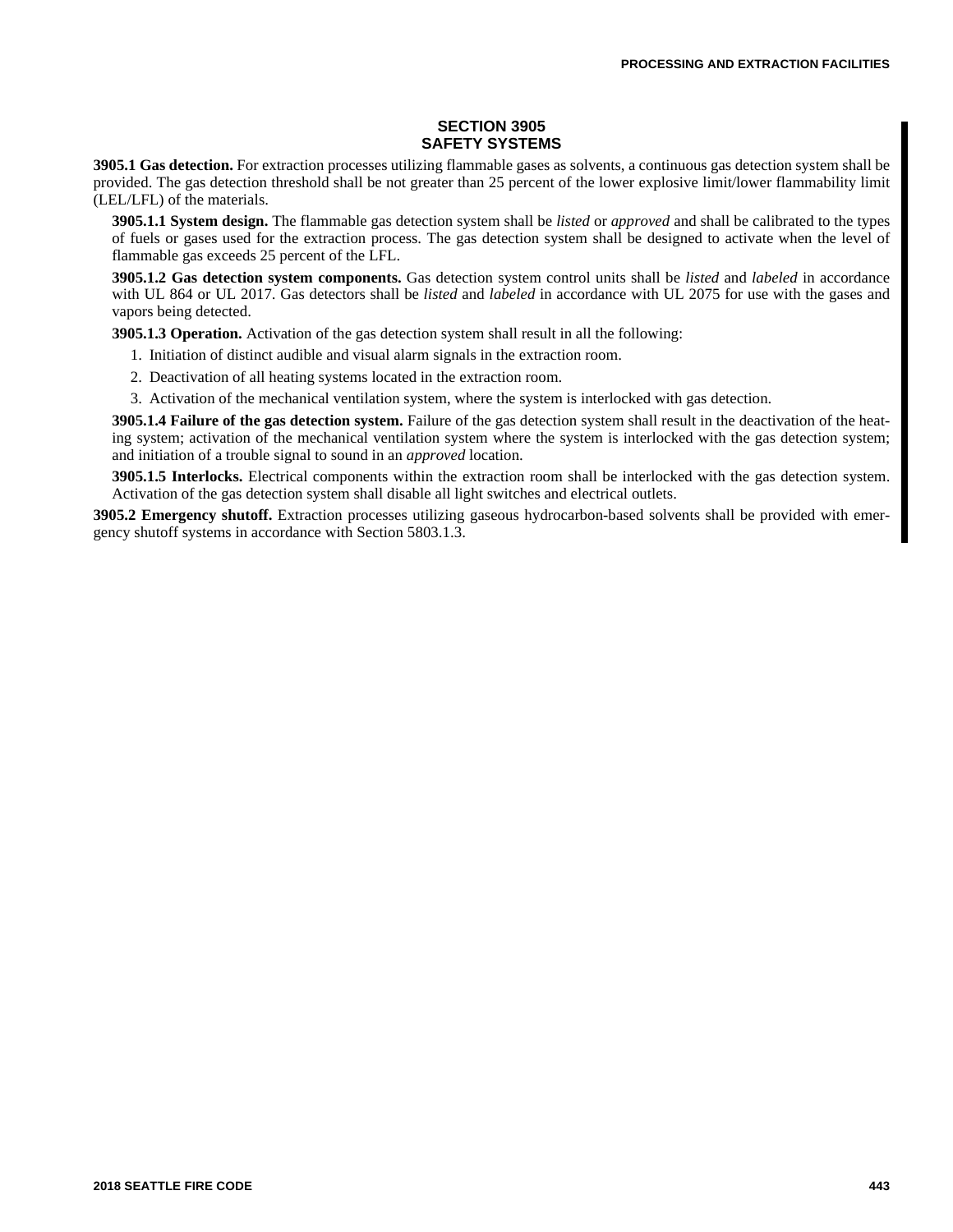## SECTION 3905
## SAFETY SYSTEMS

**3905.1 Gas detection.** For extraction processes utilizing flammable gases as solvents, a continuous gas detection system shall be provided. The gas detection threshold shall be not greater than 25 percent of the lower explosive limit/lower flammability limit (LEL/LFL) of the materials.

**3905.1.1 System design.** The flammable gas detection system shall be *listed* or *approved* and shall be calibrated to the types of fuels or gases used for the extraction process. The gas detection system shall be designed to activate when the level of flammable gas exceeds 25 percent of the LFL.

**3905.1.2 Gas detection system components.** Gas detection system control units shall be *listed* and *labeled* in accordance with UL 864 or UL 2017. Gas detectors shall be *listed* and *labeled* in accordance with UL 2075 for use with the gases and vapors being detected.

**3905.1.3 Operation.** Activation of the gas detection system shall result in all the following:

1. Initiation of distinct audible and visual alarm signals in the extraction room.
2. Deactivation of all heating systems located in the extraction room.
3. Activation of the mechanical ventilation system, where the system is interlocked with gas detection.

**3905.1.4 Failure of the gas detection system.** Failure of the gas detection system shall result in the deactivation of the heating system; activation of the mechanical ventilation system where the system is interlocked with the gas detection system; and initiation of a trouble signal to sound in an *approved* location.

**3905.1.5 Interlocks.** Electrical components within the extraction room shall be interlocked with the gas detection system. Activation of the gas detection system shall disable all light switches and electrical outlets.

**3905.2 Emergency shutoff.** Extraction processes utilizing gaseous hydrocarbon-based solvents shall be provided with emergency shutoff systems in accordance with Section 5803.1.3.